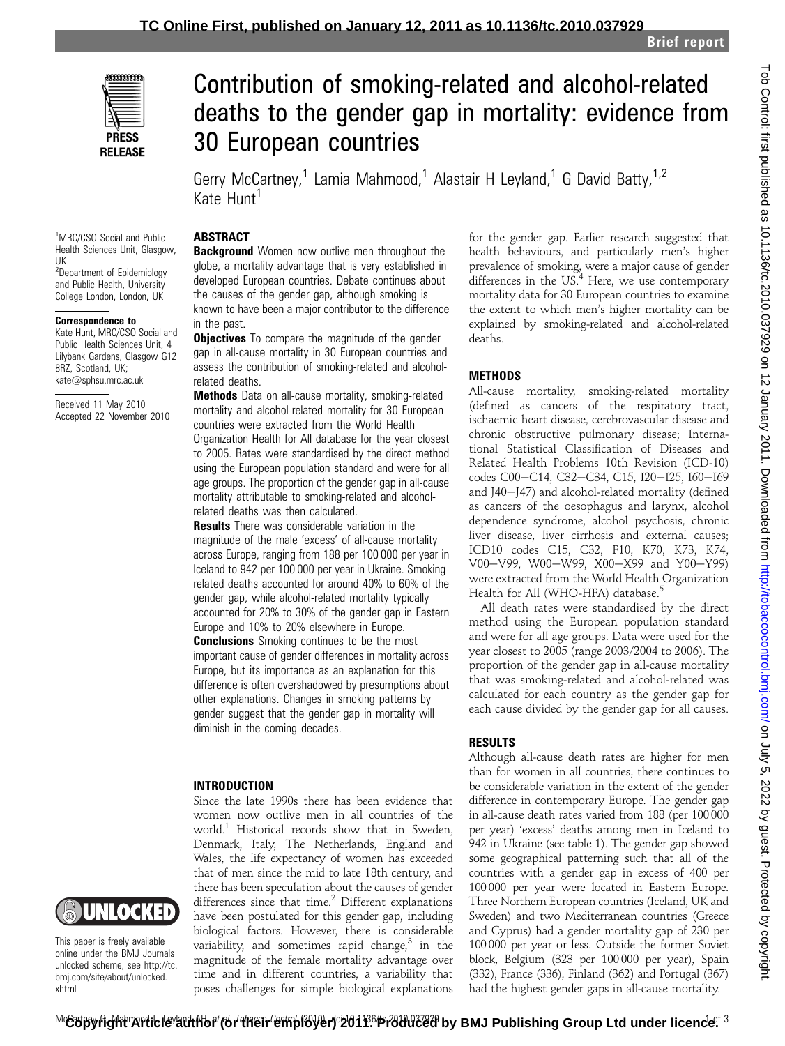# Contribution of smoking-related and alcohol-related deaths to the gender gap in mortality: evidence from 30 European countries

Gerry McCartney,[1] Lamia Mahmood,[1] Alastair H Leyland,[1] G David Batty,[1,2] Kate Hunt[1]

[1]MRC/CSO Social and Public Health Sciences Unit, Glasgow, UK
[2]Department of Epidemiology and Public Health, University College London, London, UK

**Correspondence to**
Kate Hunt, MRC/CSO Social and Public Health Sciences Unit, 4 Lilybank Gardens, Glasgow G12 8RZ, Scotland, UK; kate@sphsu.mrc.ac.uk

Received 11 May 2010
Accepted 22 November 2010

## ABSTRACT

**Background** Women now outlive men throughout the globe, a mortality advantage that is very established in developed European countries. Debate continues about the causes of the gender gap, although smoking is known to have been a major contributor to the difference in the past.

**Objectives** To compare the magnitude of the gender gap in all-cause mortality in 30 European countries and assess the contribution of smoking-related and alcohol-related deaths.

**Methods** Data on all-cause mortality, smoking-related mortality and alcohol-related mortality for 30 European countries were extracted from the World Health Organization Health for All database for the year closest to 2005. Rates were standardised by the direct method using the European population standard and were for all age groups. The proportion of the gender gap in all-cause mortality attributable to smoking-related and alcohol-related deaths was then calculated.

**Results** There was considerable variation in the magnitude of the male 'excess' of all-cause mortality across Europe, ranging from 188 per 100 000 per year in Iceland to 942 per 100 000 per year in Ukraine. Smoking-related deaths accounted for around 40% to 60% of the gender gap, while alcohol-related mortality typically accounted for 20% to 30% of the gender gap in Eastern Europe and 10% to 20% elsewhere in Europe.

**Conclusions** Smoking continues to be the most important cause of gender differences in mortality across Europe, but its importance as an explanation for this difference is often overshadowed by presumptions about other explanations. Changes in smoking patterns by gender suggest that the gender gap in mortality will diminish in the coming decades.

## INTRODUCTION

Since the late 1990s there has been evidence that women now outlive men in all countries of the world.[1] Historical records show that in Sweden, Denmark, Italy, The Netherlands, England and Wales, the life expectancy of women has exceeded that of men since the mid to late 18th century, and there has been speculation about the causes of gender differences since that time.[2] Different explanations have been postulated for this gender gap, including biological factors. However, there is considerable variability, and sometimes rapid change,[3] in the magnitude of the female mortality advantage over time and in different countries, a variability that poses challenges for simple biological explanations for the gender gap. Earlier research suggested that health behaviours, and particularly men's higher prevalence of smoking, were a major cause of gender differences in the US.[4] Here, we use contemporary mortality data for 30 European countries to examine the extent to which men's higher mortality can be explained by smoking-related and alcohol-related deaths.

This paper is freely available online under the BMJ Journals unlocked scheme, see http://tc.bmj.com/site/about/unlocked.xhtml

## METHODS

All-cause mortality, smoking-related mortality (defined as cancers of the respiratory tract, ischaemic heart disease, cerebrovascular disease and chronic obstructive pulmonary disease; International Statistical Classification of Diseases and Related Health Problems 10th Revision (ICD-10) codes C00–C14, C32–C34, C15, I20–I25, I60–I69 and J40–J47) and alcohol-related mortality (defined as cancers of the oesophagus and larynx, alcohol dependence syndrome, alcohol psychosis, chronic liver disease, liver cirrhosis and external causes; ICD10 codes C15, C32, F10, K70, K73, K74, V00–V99, W00–W99, X00–X99 and Y00–Y99) were extracted from the World Health Organization Health for All (WHO-HFA) database.[5]

All death rates were standardised by the direct method using the European population standard and were for all age groups. Data were used for the year closest to 2005 (range 2003/2004 to 2006). The proportion of the gender gap in all-cause mortality that was smoking-related and alcohol-related was calculated for each country as the gender gap for each cause divided by the gender gap for all causes.

## RESULTS

Although all-cause death rates are higher for men than for women in all countries, there continues to be considerable variation in the extent of the gender difference in contemporary Europe. The gender gap in all-cause death rates varied from 188 (per 100 000 per year) 'excess' deaths among men in Iceland to 942 in Ukraine (see table 1). The gender gap showed some geographical patterning such that all of the countries with a gender gap in excess of 400 per 100 000 per year were located in Eastern Europe. Three Northern European countries (Iceland, UK and Sweden) and two Mediterranean countries (Greece and Cyprus) had a gender mortality gap of 230 per 100 000 per year or less. Outside the former Soviet block, Belgium (323 per 100 000 per year), Spain (332), France (336), Finland (362) and Portugal (367) had the highest gender gaps in all-cause mortality.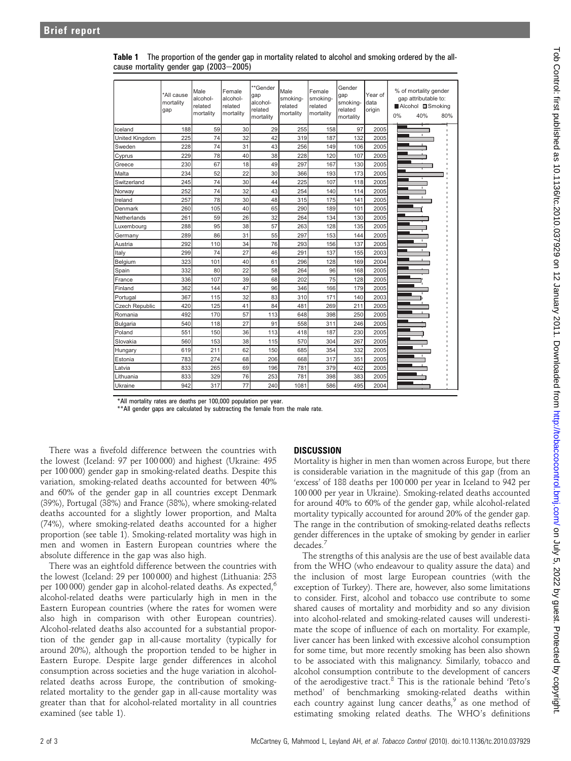**Table 1** The proportion of the gender gap in mortality related to alcohol and smoking ordered by the all-cause mortality gender gap (2003–2005)

| | *All cause mortality gap | Male alcohol-related mortality | Female alcohol-related mortality | **Gender gap alcohol-related mortality | Male smoking-related mortality | Female smoking-related mortality | Gender gap smoking-related mortality | Year of data origin | % of mortality gender gap attributable to: ■Alcohol □Smoking 0% 40% 80% |
|---|---|---|---|---|---|---|---|---|---|
| Iceland | 188 | 59 | 30 | 29 | 255 | 158 | 97 | 2005 | |
| United Kingdom | 225 | 74 | 32 | 42 | 319 | 187 | 132 | 2005 | |
| Sweden | 228 | 74 | 31 | 43 | 256 | 149 | 106 | 2005 | |
| Cyprus | 229 | 78 | 40 | 38 | 228 | 120 | 107 | 2005 | |
| Greece | 230 | 67 | 18 | 49 | 297 | 167 | 130 | 2005 | |
| Malta | 234 | 52 | 22 | 30 | 366 | 193 | 173 | 2005 | |
| Switzerland | 245 | 74 | 30 | 44 | 225 | 107 | 118 | 2005 | |
| Norway | 252 | 74 | 32 | 43 | 254 | 140 | 114 | 2005 | |
| Ireland | 257 | 78 | 30 | 48 | 315 | 175 | 141 | 2005 | |
| Denmark | 260 | 105 | 40 | 65 | 290 | 189 | 101 | 2005 | |
| Netherlands | 261 | 59 | 26 | 32 | 264 | 134 | 130 | 2005 | |
| Luxembourg | 288 | 95 | 38 | 57 | 263 | 128 | 135 | 2005 | |
| Germany | 289 | 86 | 31 | 55 | 297 | 153 | 144 | 2005 | |
| Austria | 292 | 110 | 34 | 76 | 293 | 156 | 137 | 2005 | |
| Italy | 299 | 74 | 27 | 46 | 291 | 137 | 155 | 2003 | |
| Belgium | 323 | 101 | 40 | 61 | 296 | 128 | 169 | 2004 | |
| Spain | 332 | 80 | 22 | 58 | 264 | 96 | 168 | 2005 | |
| France | 336 | 107 | 39 | 68 | 202 | 75 | 128 | 2005 | |
| Finland | 362 | 144 | 47 | 96 | 346 | 166 | 179 | 2005 | |
| Portugal | 367 | 115 | 32 | 83 | 310 | 171 | 140 | 2003 | |
| Czech Republic | 420 | 125 | 41 | 84 | 481 | 269 | 211 | 2005 | |
| Romania | 492 | 170 | 57 | 113 | 648 | 398 | 250 | 2005 | |
| Bulgaria | 540 | 118 | 27 | 91 | 558 | 311 | 246 | 2005 | |
| Poland | 551 | 150 | 36 | 113 | 418 | 187 | 230 | 2005 | |
| Slovakia | 560 | 153 | 38 | 115 | 570 | 304 | 267 | 2005 | |
| Hungary | 619 | 211 | 62 | 150 | 685 | 354 | 332 | 2005 | |
| Estonia | 783 | 274 | 68 | 206 | 668 | 317 | 351 | 2005 | |
| Latvia | 833 | 265 | 69 | 196 | 781 | 379 | 402 | 2005 | |
| Lithuania | 833 | 329 | 76 | 253 | 781 | 398 | 383 | 2005 | |
| Ukraine | 942 | 317 | 77 | 240 | 1081 | 586 | 495 | 2004 | |

*All mortality rates are deaths per 100,000 population per year.
**All gender gaps are calculated by subtracting the female from the male rate.

There was a fivefold difference between the countries with the lowest (Iceland: 97 per 100 000) and highest (Ukraine: 495 per 100 000) gender gap in smoking-related deaths. Despite this variation, smoking-related deaths accounted for between 40% and 60% of the gender gap in all countries except Denmark (39%), Portugal (38%) and France (38%), where smoking-related deaths accounted for a slightly lower proportion, and Malta (74%), where smoking-related deaths accounted for a higher proportion (see table 1). Smoking-related mortality was high in men and women in Eastern European countries where the absolute difference in the gap was also high.

There was an eightfold difference between the countries with the lowest (Iceland: 29 per 100 000) and highest (Lithuania: 253 per 100 000) gender gap in alcohol-related deaths. As expected,[6] alcohol-related deaths were particularly high in men in the Eastern European countries (where the rates for women were also high in comparison with other European countries). Alcohol-related deaths also accounted for a substantial proportion of the gender gap in all-cause mortality (typically for around 20%), although the proportion tended to be higher in Eastern Europe. Despite large gender differences in alcohol consumption across societies and the huge variation in alcohol-related deaths across Europe, the contribution of smoking-related mortality to the gender gap in all-cause mortality was greater than that for alcohol-related mortality in all countries examined (see table 1).

## DISCUSSION

Mortality is higher in men than women across Europe, but there is considerable variation in the magnitude of this gap (from an 'excess' of 188 deaths per 100 000 per year in Iceland to 942 per 100 000 per year in Ukraine). Smoking-related deaths accounted for around 40% to 60% of the gender gap, while alcohol-related mortality typically accounted for around 20% of the gender gap. The range in the contribution of smoking-related deaths reflects gender differences in the uptake of smoking by gender in earlier decades.[7]

The strengths of this analysis are the use of best available data from the WHO (who endeavour to quality assure the data) and the inclusion of most large European countries (with the exception of Turkey). There are, however, also some limitations to consider. First, alcohol and tobacco use contribute to some shared causes of mortality and morbidity and so any division into alcohol-related and smoking-related causes will underestimate the scope of influence of each on mortality. For example, liver cancer has been linked with excessive alcohol consumption for some time, but more recently smoking has been also shown to be associated with this malignancy. Similarly, tobacco and alcohol consumption contribute to the development of cancers of the aerodigestive tract.[8] This is the rationale behind 'Peto's method' of benchmarking smoking-related deaths within each country against lung cancer deaths,[9] as one method of estimating smoking related deaths. The WHO's definitions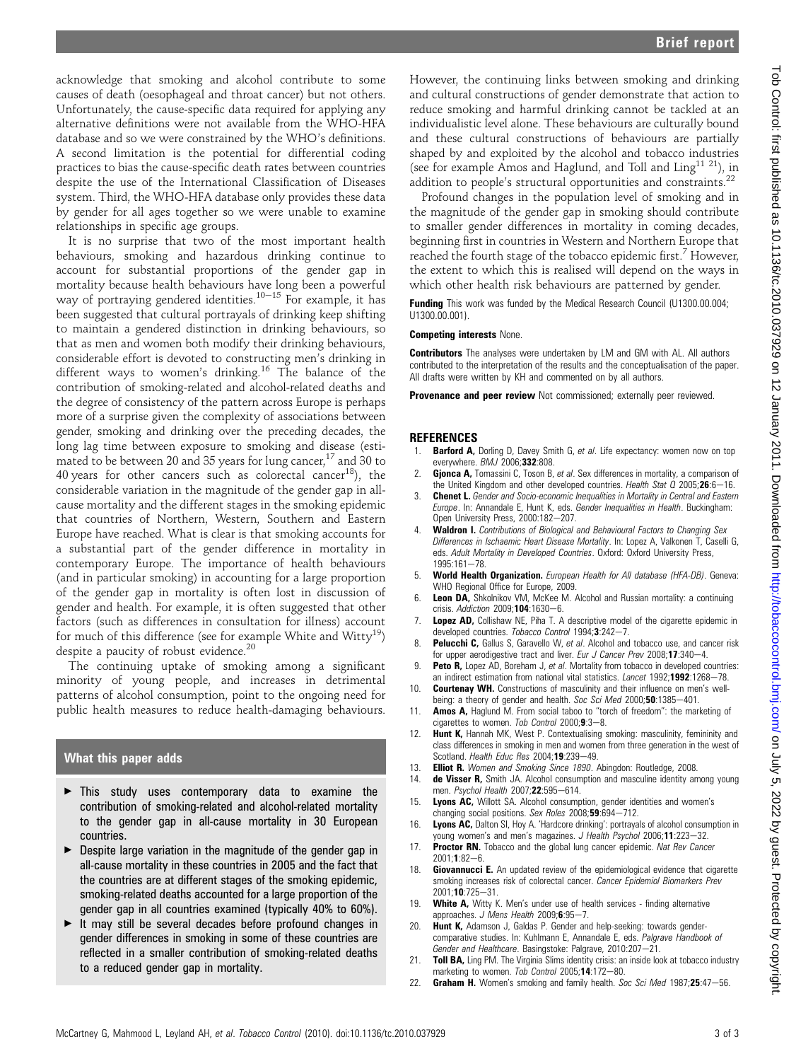acknowledge that smoking and alcohol contribute to some causes of death (oesophageal and throat cancer) but not others. Unfortunately, the cause-specific data required for applying any alternative definitions were not available from the WHO-HFA database and so we were constrained by the WHO's definitions. A second limitation is the potential for differential coding practices to bias the cause-specific death rates between countries despite the use of the International Classification of Diseases system. Third, the WHO-HFA database only provides these data by gender for all ages together so we were unable to examine relationships in specific age groups.

It is no surprise that two of the most important health behaviours, smoking and hazardous drinking continue to account for substantial proportions of the gender gap in mortality because health behaviours have long been a powerful way of portraying gendered identities.[10–15] For example, it has been suggested that cultural portrayals of drinking keep shifting to maintain a gendered distinction in drinking behaviours, so that as men and women both modify their drinking behaviours, considerable effort is devoted to constructing men's drinking in different ways to women's drinking.[16] The balance of the contribution of smoking-related and alcohol-related deaths and the degree of consistency of the pattern across Europe is perhaps more of a surprise given the complexity of associations between gender, smoking and drinking over the preceding decades, the long lag time between exposure to smoking and disease (estimated to be between 20 and 35 years for lung cancer,[17] and 30 to 40 years for other cancers such as colorectal cancer[18]), the considerable variation in the magnitude of the gender gap in all-cause mortality and the different stages in the smoking epidemic that countries of Northern, Western, Southern and Eastern Europe have reached. What is clear is that smoking accounts for a substantial part of the gender difference in mortality in contemporary Europe. The importance of health behaviours (and in particular smoking) in accounting for a large proportion of the gender gap in mortality is often lost in discussion of gender and health. For example, it is often suggested that other factors (such as differences in consultation for illness) account for much of this difference (see for example White and Witty[19]) despite a paucity of robust evidence.[20]

The continuing uptake of smoking among a significant minority of young people, and increases in detrimental patterns of alcohol consumption, point to the ongoing need for public health measures to reduce health-damaging behaviours.

## What this paper adds

- This study uses contemporary data to examine the contribution of smoking-related and alcohol-related mortality to the gender gap in all-cause mortality in 30 European countries.
- Despite large variation in the magnitude of the gender gap in all-cause mortality in these countries in 2005 and the fact that the countries are at different stages of the smoking epidemic, smoking-related deaths accounted for a large proportion of the gender gap in all countries examined (typically 40% to 60%).
- It may still be several decades before profound changes in gender differences in smoking in some of these countries are reflected in a smaller contribution of smoking-related deaths to a reduced gender gap in mortality.

However, the continuing links between smoking and drinking and cultural constructions of gender demonstrate that action to reduce smoking and harmful drinking cannot be tackled at an individualistic level alone. These behaviours are culturally bound and these cultural constructions of behaviours are partially shaped by and exploited by the alcohol and tobacco industries (see for example Amos and Haglund, and Toll and Ling[11 21]), in addition to people's structural opportunities and constraints.[22]

Profound changes in the population level of smoking and in the magnitude of the gender gap in smoking should contribute to smaller gender differences in mortality in coming decades, beginning first in countries in Western and Northern Europe that reached the fourth stage of the tobacco epidemic first.[7] However, the extent to which this is realised will depend on the ways in which other health risk behaviours are patterned by gender.

**Funding** This work was funded by the Medical Research Council (U1300.00.004; U1300.00.001).

**Competing interests** None.

**Contributors** The analyses were undertaken by LM and GM with AL. All authors contributed to the interpretation of the results and the conceptualisation of the paper. All drafts were written by KH and commented on by all authors.

**Provenance and peer review** Not commissioned; externally peer reviewed.

## REFERENCES

1. **Barford A**, Dorling D, Davey Smith G, *et al*. Life expectancy: women now on top everywhere. *BMJ* 2006;**332**:808.
2. **Gjonca A**, Tomassini C, Toson B, *et al*. Sex differences in mortality, a comparison of the United Kingdom and other developed countries. *Health Stat Q* 2005;**26**:6–16.
3. **Chenet L.** *Gender and Socio-economic Inequalities in Mortality in Central and Eastern Europe*. In: Annandale E, Hunt K, eds. *Gender Inequalities in Health*. Buckingham: Open University Press, 2000:182–207.
4. **Waldron I.** *Contributions of Biological and Behavioural Factors to Changing Sex Differences in Ischaemic Heart Disease Mortality*. In: Lopez A, Valkonen T, Caselli G, eds. *Adult Mortality in Developed Countries*. Oxford: Oxford University Press, 1995:161–78.
5. **World Health Organization.** *European Health for All database (HFA-DB)*. Geneva: WHO Regional Office for Europe, 2009.
6. **Leon DA**, Shkolnikov VM, McKee M. Alcohol and Russian mortality: a continuing crisis. *Addiction* 2009;**104**:1630–6.
7. **Lopez AD**, Collishaw NE, Piha T. A descriptive model of the cigarette epidemic in developed countries. *Tobacco Control* 1994;**3**:242–7.
8. **Pelucchi C**, Gallus S, Garavello W, *et al*. Alcohol and tobacco use, and cancer risk for upper aerodigestive tract and liver. *Eur J Cancer Prev* 2008;**17**:340–4.
9. **Peto R**, Lopez AD, Boreham J, *et al*. Mortality from tobacco in developed countries: an indirect estimation from national vital statistics. *Lancet* 1992;**1992**:1268–78.
10. **Courtenay WH.** Constructions of masculinity and their influence on men's well-being: a theory of gender and health. *Soc Sci Med* 2000;**50**:1385–401.
11. **Amos A**, Haglund M. From social taboo to "torch of freedom": the marketing of cigarettes to women. *Tob Control* 2000;**9**:3–8.
12. **Hunt K**, Hannah MK, West P. Contextualising smoking: masculinity, femininity and class differences in smoking in men and women from three generation in the west of Scotland. *Health Educ Res* 2004;**19**:239–49.
13. **Elliot R.** *Women and Smoking Since 1890*. Abingdon: Routledge, 2008.
14. **de Visser R**, Smith JA. Alcohol consumption and masculine identity among young men. *Psychol Health* 2007;**22**:595–614.
15. **Lyons AC**, Willott SA. Alcohol consumption, gender identities and women's changing social positions. *Sex Roles* 2008;**59**:694–712.
16. **Lyons AC**, Dalton SI, Hoy A. 'Hardcore drinking': portrayals of alcohol consumption in young women's and men's magazines. *J Health Psychol* 2006;**11**:223–32.
17. **Proctor RN.** Tobacco and the global lung cancer epidemic. *Nat Rev Cancer* 2001;**1**:82–6.
18. **Giovannucci E.** An updated review of the epidemiological evidence that cigarette smoking increases risk of colorectal cancer. *Cancer Epidemiol Biomarkers Prev* 2001;**10**:725–31.
19. **White A**, Witty K. Men's under use of health services - finding alternative approaches. *J Mens Health* 2009;**6**:95–7.
20. **Hunt K**, Adamson J, Galdas P. Gender and help-seeking: towards gender-comparative studies. In: Kuhlmann E, Annandale E, eds. *Palgrave Handbook of Gender and Healthcare*. Basingstoke: Palgrave, 2010:207–21.
21. **Toll BA**, Ling PM. The Virginia Slims identity crisis: an inside look at tobacco industry marketing to women. *Tob Control* 2005;**14**:172–80.
22. **Graham H.** Women's smoking and family health. *Soc Sci Med* 1987;**25**:47–56.